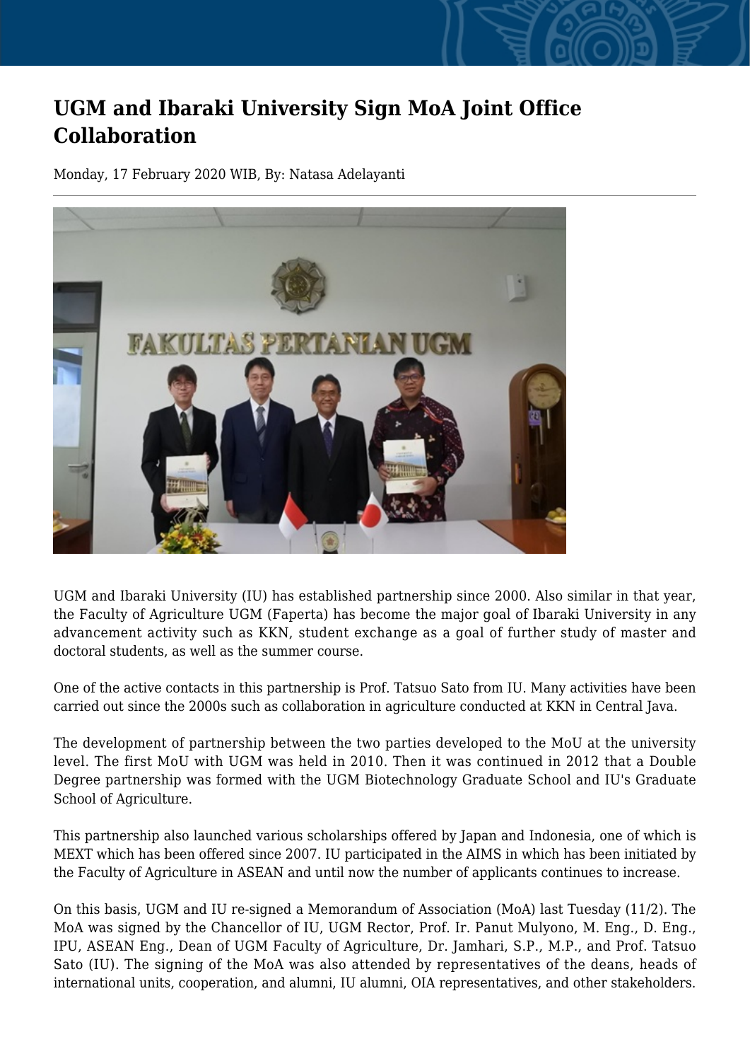# UGM and Ibaraki University Sign MoA Joint Office Collaboration

Monday, 17 February 2020 WIB, By: Natasa Adelayanti

UGM and Ibaraki University (IU) has established partnership since 2000. Also similar in that year, the Faculty of Agriculture UGM (Faperta) has become the major goal of Ibaraki University in any advancement activity such as KKN, student exchange as a goal of further study of master and doctoral students, as well as the summer course.

One of the active contacts in this partnership is Prof. Tatsuo Sato from IU. Many activities have been carried out since the 2000s such as collaboration in agriculture conducted at KKN in Central Java.

The development of partnership between the two parties developed to the MoU at the university level. The first MoU with UGM was held in 2010. Then it was continued in 2012 that a Double Degree partnership was formed with the UGM Biotechnology Graduate School and IU's Graduate School of Agriculture.

This partnership also launched various scholarships offered by Japan and Indonesia, one of which is MEXT which has been offered since 2007. IU participated in the AIMS in which has been initiated by the Faculty of Agriculture in ASEAN and until now the number of applicants continues to increase.

On this basis, UGM and IU re-signed a Memorandum of Association (MoA) last Tuesday (11/2). The MoA was signed by the Chancellor of IU, UGM Rector, Prof. Ir. Panut Mulyono, M. Eng., D. Eng., IPU, ASEAN Eng., Dean of UGM Faculty of Agriculture, Dr. Jamhari, S.P., M.P., and Prof. Tatsuo Sato (IU). The signing of the MoA was also attended by representatives of the deans, heads of international units, cooperation, and alumni, IU alumni, OIA representatives, and other stakeholders.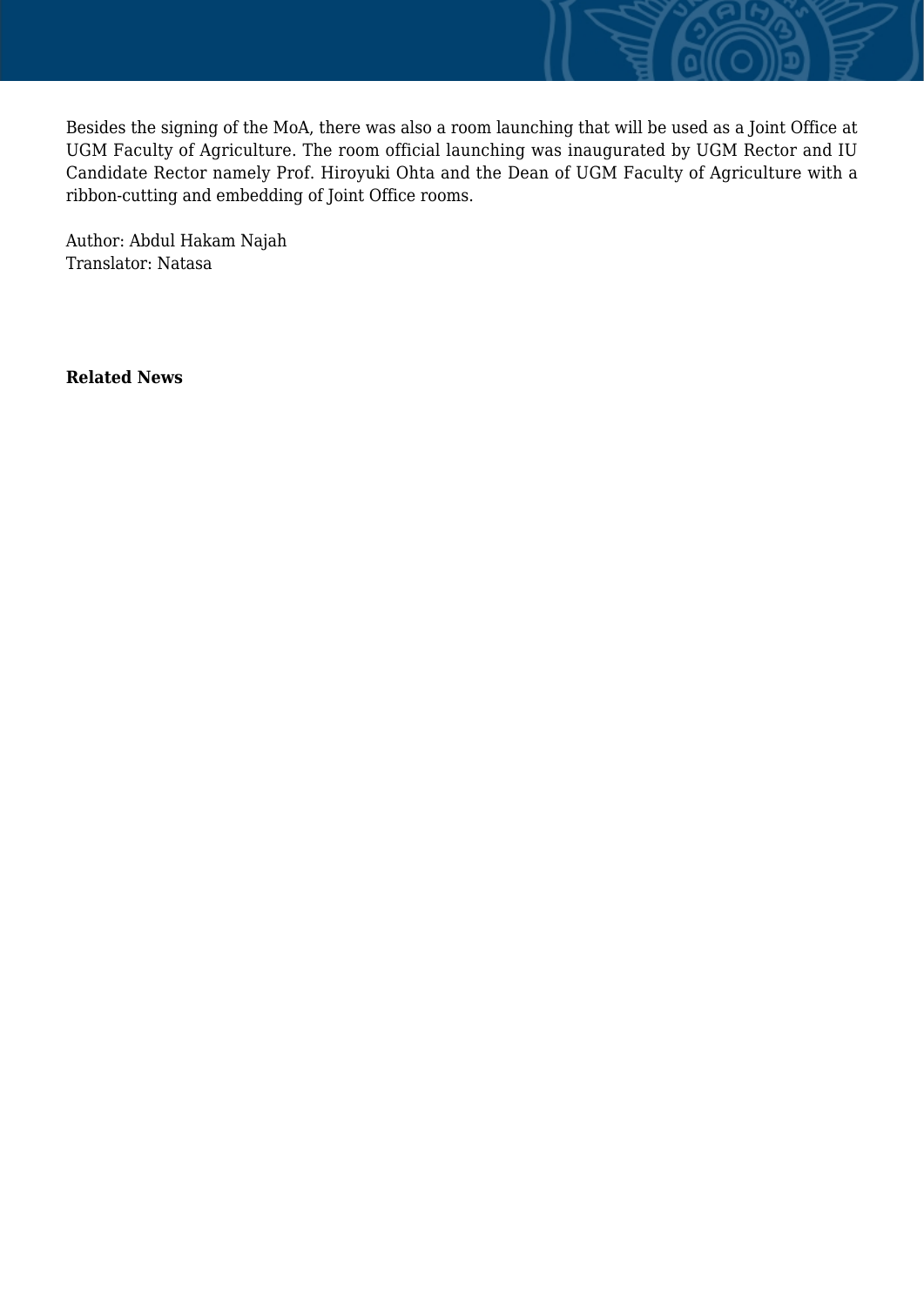Besides the signing of the MoA, there was also a room launching that will be used as a Joint Office at UGM Faculty of Agriculture. The room official launching was inaugurated by UGM Rector and IU Candidate Rector namely Prof. Hiroyuki Ohta and the Dean of UGM Faculty of Agriculture with a ribbon-cutting and embedding of Joint Office rooms.

Author: Abdul Hakam Najah
Translator: Natasa

**Related News**